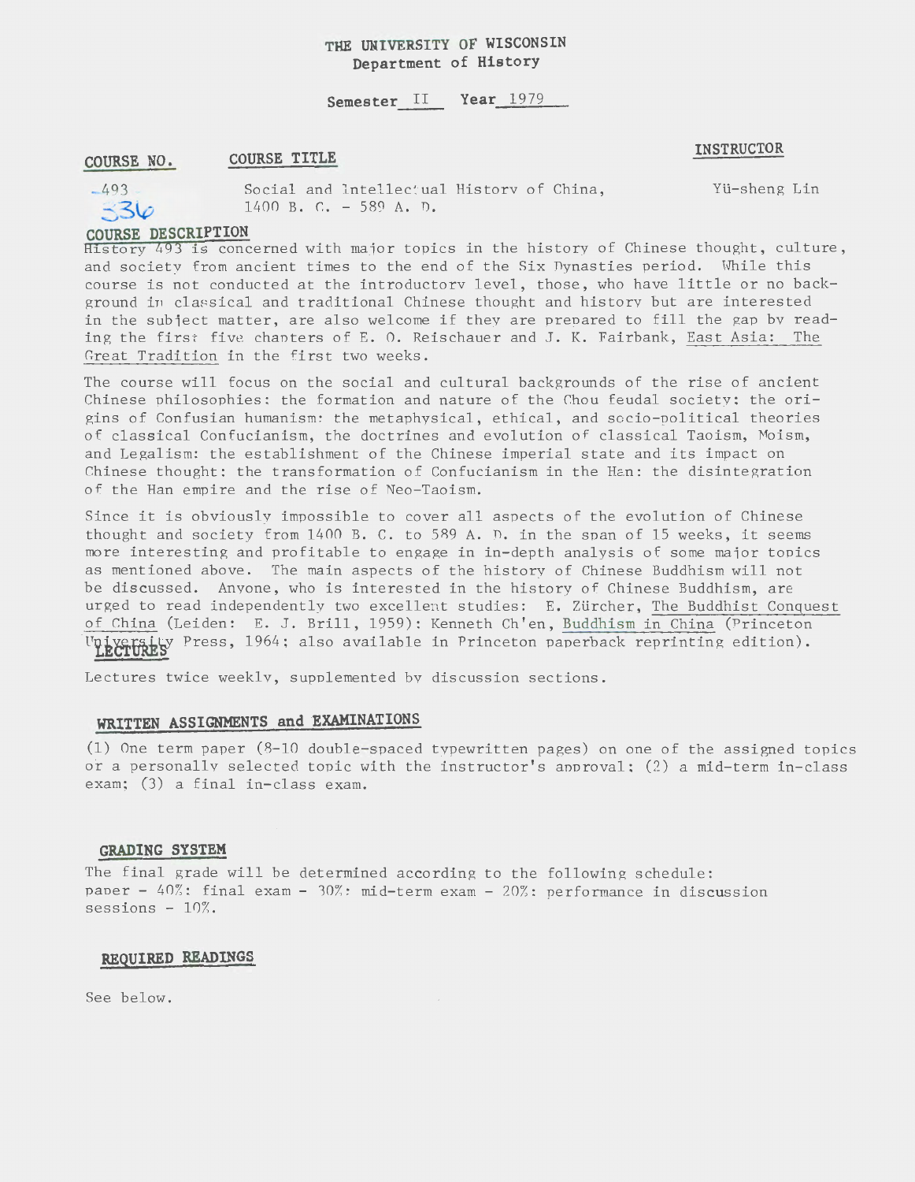**THE UNIVERSITY OF WISCONSIN**
**Department of History**

**Semester** II **Year** 1979

| COURSE NO. | COURSE TITLE | INSTRUCTOR |
| --- | --- | --- |
| 493 336 | Social and Intellectual History of China, 1400 B. C. - 589 A. D. | Yü-sheng Lin |

## COURSE DESCRIPTION

History 493 is concerned with major topics in the history of Chinese thought, culture, and society from ancient times to the end of the Six Dynasties period. While this course is not conducted at the introductory level, those, who have little or no background in classical and traditional Chinese thought and history but are interested in the subject matter, are also welcome if they are prepared to fill the gap by reading the first five chapters of E. O. Reischauer and J. K. Fairbank, East Asia: The Great Tradition in the first two weeks.

The course will focus on the social and cultural backgrounds of the rise of ancient Chinese philosophies: the formation and nature of the Chou feudal society: the origins of Confusian humanism: the metaphysical, ethical, and socio-political theories of classical Confucianism, the doctrines and evolution of classical Taoism, Moism, and Legalism: the establishment of the Chinese imperial state and its impact on Chinese thought: the transformation of Confucianism in the Han: the disintegration of the Han empire and the rise of Neo-Taoism.

Since it is obviously impossible to cover all aspects of the evolution of Chinese thought and society from 1400 B. C. to 589 A. D. in the span of 15 weeks, it seems more interesting and profitable to engage in in-depth analysis of some major topics as mentioned above. The main aspects of the history of Chinese Buddhism will not be discussed. Anyone, who is interested in the history of Chinese Buddhism, are urged to read independently two excellent studies: E. Zürcher, The Buddhist Conquest of China (Leiden: E. J. Brill, 1959): Kenneth Ch'en, Buddhism in China (Princeton University Press, 1964; also available in Princeton paperback reprinting edition).

## LECTURES

Lectures twice weekly, supplemented by discussion sections.

## WRITTEN ASSIGNMENTS and EXAMINATIONS

(1) One term paper (8-10 double-spaced typewritten pages) on one of the assigned topics or a personally selected topic with the instructor's approval: (2) a mid-term in-class exam; (3) a final in-class exam.

## GRADING SYSTEM

The final grade will be determined according to the following schedule: paper - 40%: final exam - 30%: mid-term exam - 20%: performance in discussion sessions - 10%.

## REQUIRED READINGS

See below.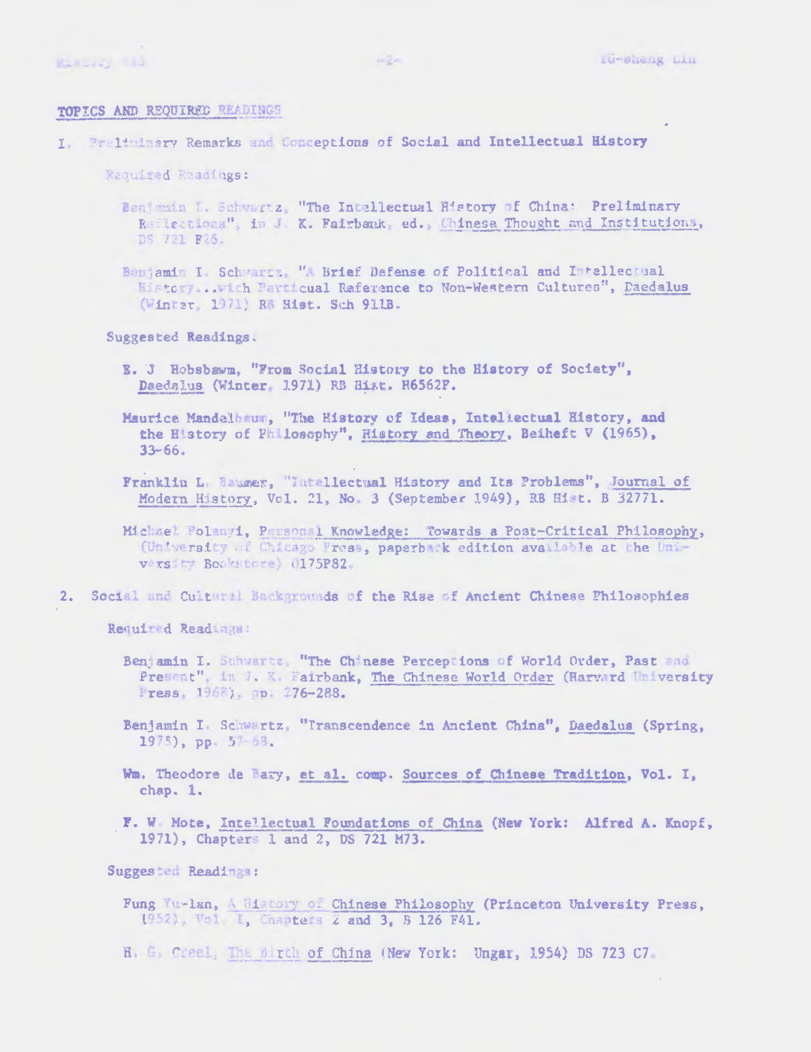## TOPICS AND REQUIRED READINGS

1. Preliminary Remarks and Conceptions of Social and Intellectual History

   Required Readings:

   Benjamin I. Schwartz, "The Intellectual History of China: Preliminary Reflections", in J. K. Fairbank, ed., Chinese Thought and Institutions, DS 721 F26.

   Benjamin I. Schwartz, "A Brief Defense of Political and Intellectual History...with Particual Reference to Non-Western Cultures", Daedalus (Winter, 1971) RB Hist. Sch 911B.

   Suggested Readings.

   E. J Hobsbawm, "From Social History to the History of Society", Daedalus (Winter, 1971) RB Hist. H6562F.

   Maurice Mandelbaum, "The History of Ideas, Intellectual History, and the History of Philosophy", History and Theory, Beiheft V (1965), 33-66.

   Franklin L. Baumer, "Intellectual History and Its Problems", Journal of Modern History, Vol. 21, No. 3 (September 1949), RB Hist. B 32771.

   Michael Polanyi, Personal Knowledge: Towards a Post-Critical Philosophy, (University of Chicago Press, paperback edition available at the University Bookstore) Q175P82.

2. Social and Cultural Backgrounds of the Rise of Ancient Chinese Philosophies

   Required Readings:

   Benjamin I. Schwartz, "The Chinese Perceptions of World Order, Past and Present", in J. K. Fairbank, The Chinese World Order (Harvard University Press, 1968), pp. 276-288.

   Benjamin I. Schwartz, "Transcendence in Ancient China", Daedalus (Spring, 1975), pp. 57-68.

   Wm. Theodore de Bary, et al. comp. Sources of Chinese Tradition, Vol. I, chap. 1.

   F. W. Mote, Intellectual Foundations of China (New York: Alfred A. Knopf, 1971), Chapters 1 and 2, DS 721 M73.

   Suggested Readings:

   Fung Yu-lan, A History of Chinese Philosophy (Princeton University Press, 1952), Vol. I, Chapters 2 and 3, B 126 F41.

   H. G. Creel, The Birth of China (New York: Ungar, 1954) DS 723 C7.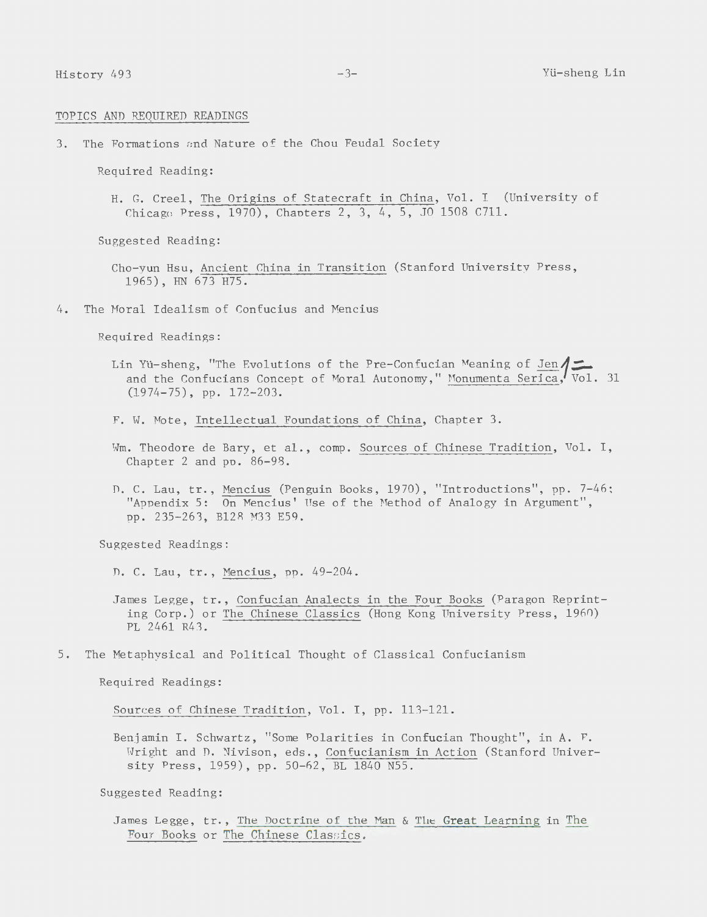TOPICS AND REQUIRED READINGS

3. The Formations and Nature of the Chou Feudal Society

   Required Reading:

   H. G. Creel, The Origins of Statecraft in China, Vol. I (University of Chicago Press, 1970), Chapters 2, 3, 4, 5, JO 1508 C711.

   Suggested Reading:

   Cho-yun Hsu, Ancient China in Transition (Stanford University Press, 1965), HN 673 H75.

4. The Moral Idealism of Confucius and Mencius

   Required Readings:

   Lin Yü-sheng, "The Evolutions of the Pre-Confucian Meaning of Jen 仁 and the Confucians Concept of Moral Autonomy," Monumenta Serica, Vol. 31 (1974-75), pp. 172-203.

   F. W. Mote, Intellectual Foundations of China, Chapter 3.

   Wm. Theodore de Bary, et al., comp. Sources of Chinese Tradition, Vol. I, Chapter 2 and pp. 86-98.

   D. C. Lau, tr., Mencius (Penguin Books, 1970), "Introductions", pp. 7-46; "Appendix 5: On Mencius' Use of the Method of Analogy in Argument", pp. 235-263, B128 M33 E59.

   Suggested Readings:

   D. C. Lau, tr., Mencius, pp. 49-204.

   James Legge, tr., Confucian Analects in the Four Books (Paragon Reprinting Corp.) or The Chinese Classics (Hong Kong University Press, 1960) PL 2461 R43.

5. The Metaphysical and Political Thought of Classical Confucianism

   Required Readings:

   Sources of Chinese Tradition, Vol. I, pp. 113-121.

   Benjamin I. Schwartz, "Some Polarities in Confucian Thought", in A. F. Wright and D. Nivison, eds., Confucianism in Action (Stanford University Press, 1959), pp. 50-62, BL 1840 N55.

   Suggested Reading:

   James Legge, tr., The Doctrine of the Man & The Great Learning in The Four Books or The Chinese Classics.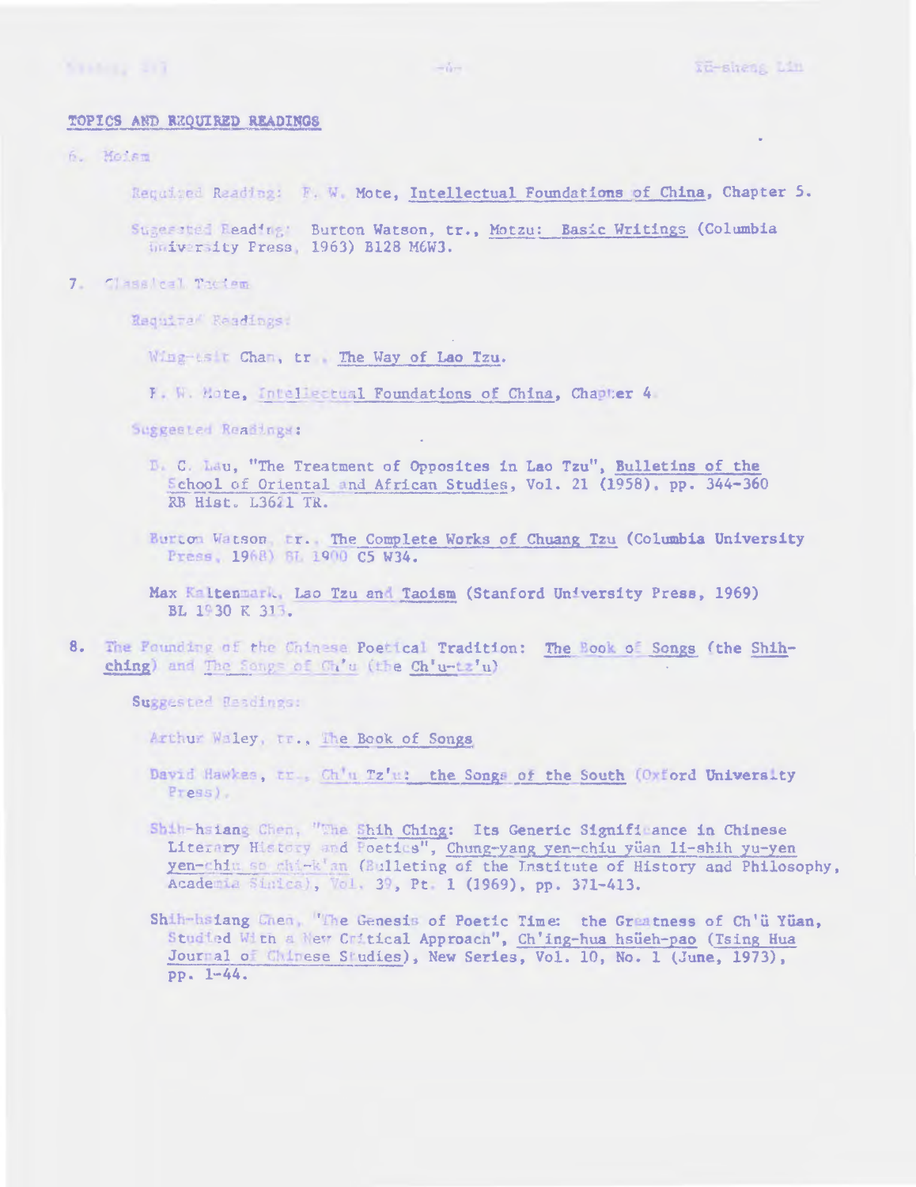## TOPICS AND REQUIRED READINGS

6. Moism

   Required Reading: F. W. Mote, Intellectual Foundations of China, Chapter 5.

   Suggested Reading: Burton Watson, tr., Motzu: Basic Writings (Columbia University Press, 1963) B128 M6W3.

7. Classical Taoism

   Required Readings:

   Wing-tsit Chan, tr., The Way of Lao Tzu.

   F. W. Mote, Intellectual Foundations of China, Chapter 4.

   Suggested Readings:

   D. C. Lau, "The Treatment of Opposites in Lao Tzu", Bulletins of the School of Oriental and African Studies, Vol. 21 (1958), pp. 344-360 RB Hist. L3621 TR.

   Burton Watson, tr., The Complete Works of Chuang Tzu (Columbia University Press, 1968) BL 1900 C5 W34.

   Max Kaltenmark, Lao Tzu and Taoism (Stanford University Press, 1969) BL 1930 K 313.

8. The Founding of the Chinese Poetical Tradition: The Book of Songs (the Shih-ching) and The Songs of Ch'u (the Ch'u-tz'u)

   Suggested Readings:

   Arthur Waley, tr., The Book of Songs

   David Hawkes, tr., Ch'u Tz'u: the Songs of the South (Oxford University Press).

   Shih-hsiang Chen, "The Shih Ching: Its Generic Significance in Chinese Literary History and Poetics", Chung-yang yen-chiu yüan li-shih yu-yen yen-chiu so chi-k'an (Bulleting of the Institute of History and Philosophy, Academia Sinica), Vol. 39, Pt. 1 (1969), pp. 371-413.

   Shih-hsiang Chen, "The Genesis of Poetic Time: the Greatness of Ch'ü Yüan, Studied With a New Critical Approach", Ch'ing-hua hsüeh-pao (Tsing Hua Journal of Chinese Studies), New Series, Vol. 10, No. 1 (June, 1973), pp. 1-44.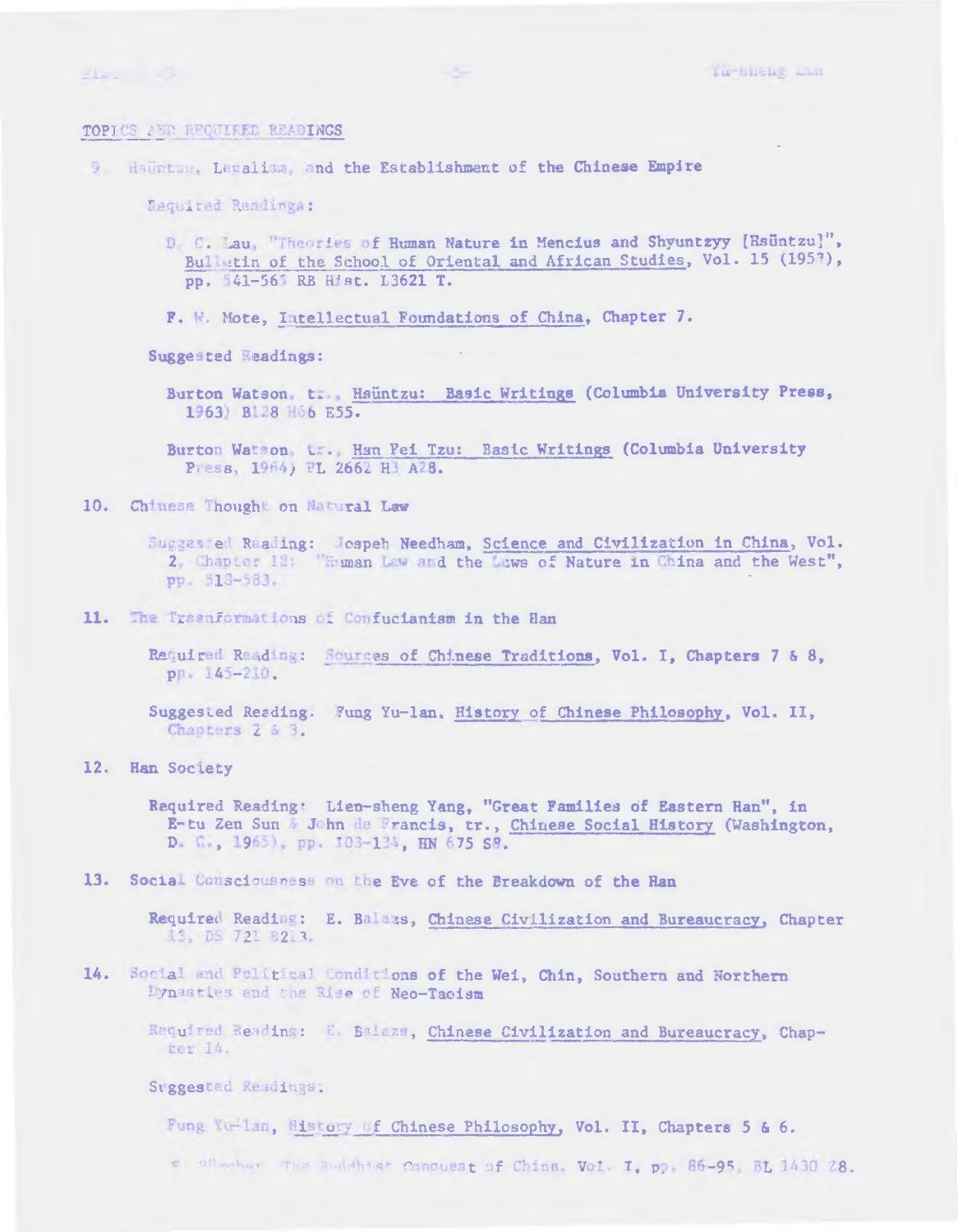TOPICS AND REQUIRED READINGS

9. Hsüntzu, Legalism, and the Establishment of the Chinese Empire

Required Readings:

D. C. Lau, "Theories of Human Nature in Mencius and Shyuntzyy [Hsüntzu]", Bulletin of the School of Oriental and African Studies, Vol. 15 (1953), pp. 541-565 RB Hist. L3621 T.

F. W. Mote, Intellectual Foundations of China, Chapter 7.

Suggested Readings:

Burton Watson, tr., Hsüntzu: Basic Writings (Columbia University Press, 1963) B128 H66 E55.

Burton Watson, tr., Han Fei Tzu: Basic Writings (Columbia University Press, 1964) PL 2662 H3 A28.

10. Chinese Thought on Natural Law

Suggested Reading: Joseph Needham, Science and Civilization in China, Vol. 2, Chapter 18: "Human Law and the Laws of Nature in China and the West", pp. 518-583.

11. The Transformations of Confucianism in the Han

Required Reading: Sources of Chinese Traditions, Vol. I, Chapters 7 & 8, pp. 145-210.

Suggested Reading: Fung Yu-lan, History of Chinese Philosophy, Vol. II, Chapters 2 & 3.

12. Han Society

Required Reading: Lien-sheng Yang, "Great Families of Eastern Han", in E-tu Zen Sun & John de Francis, tr., Chinese Social History (Washington, D. C., 1956), pp. 103-134, HN 675 S8.

13. Social Consciousness on the Eve of the Breakdown of the Han

Required Reading: E. Balazs, Chinese Civilization and Bureaucracy, Chapter 13, DS 721 B213.

14. Social and Political Conditions of the Wei, Chin, Southern and Northern Dynasties and the Rise of Neo-Taoism

Required Reading: E. Balazs, Chinese Civilization and Bureaucracy, Chapter 14.

Suggested Readings:

Fung Yu-lan, History of Chinese Philosophy, Vol. II, Chapters 5 & 6.

E. Zürcher, The Buddhist Conquest of China, Vol. I, pp. 86-95, BL 1430 Z8.